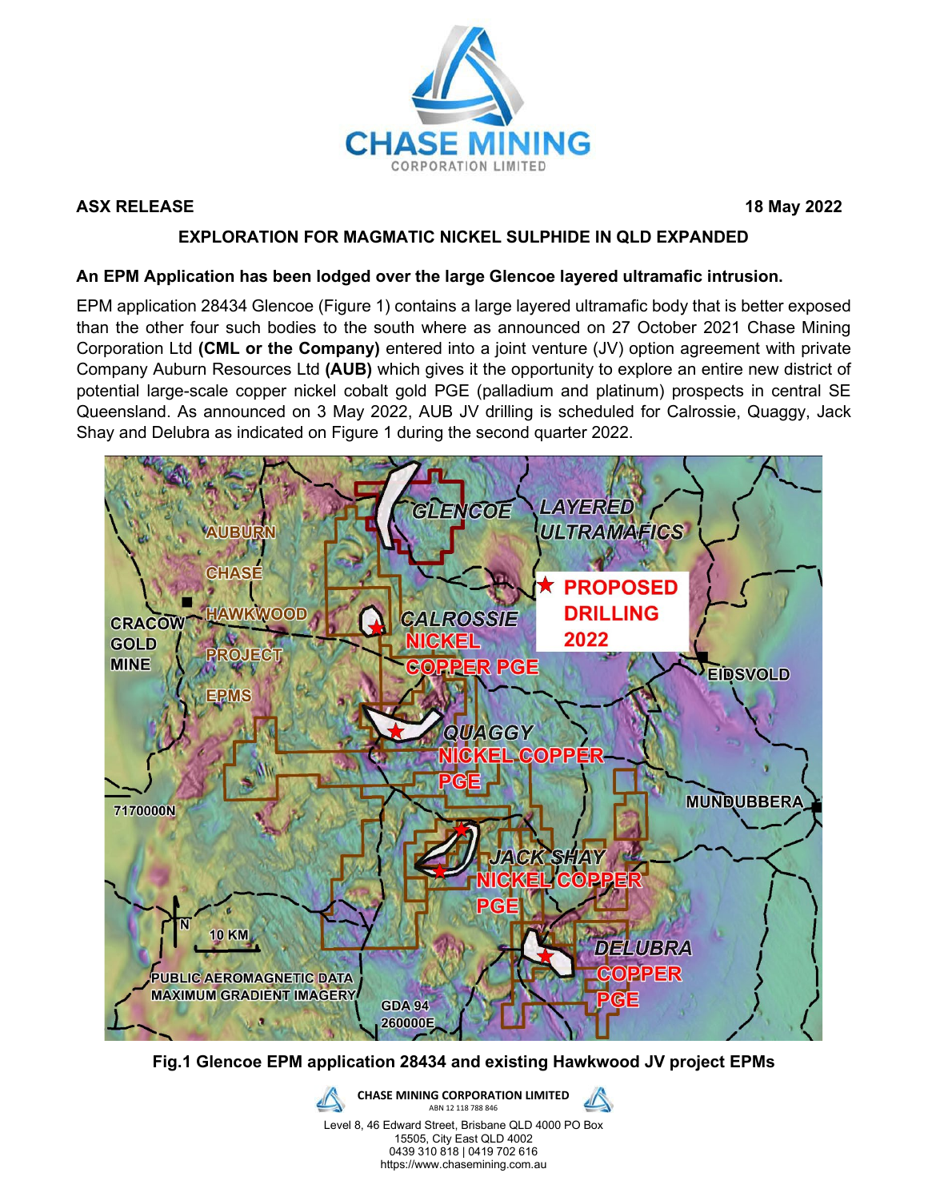ASX RELEASE 18 May 2022

# EXPLORATION FOR MAGMATIC NICKEL SULPHIDE IN QLD EXPANDED

**An EPM Application has been lodged over the large Glencoe layered ultramafic intrusion.**

EPM application 28434 Glencoe (Figure 1) contains a large layered ultramafic body that is better exposed than the other four such bodies to the south where as announced on 27 October 2021 Chase Mining Corporation Ltd **(CML or the Company)** entered into a joint venture (JV) option agreement with private Company Auburn Resources Ltd **(AUB)** which gives it the opportunity to explore an entire new district of potential large-scale copper nickel cobalt gold PGE (palladium and platinum) prospects in central SE Queensland. As announced on 3 May 2022, AUB JV drilling is scheduled for Calrossie, Quaggy, Jack Shay and Delubra as indicated on Figure 1 during the second quarter 2022.

**Fig.1 Glencoe EPM application 28434 and existing Hawkwood JV project EPMs**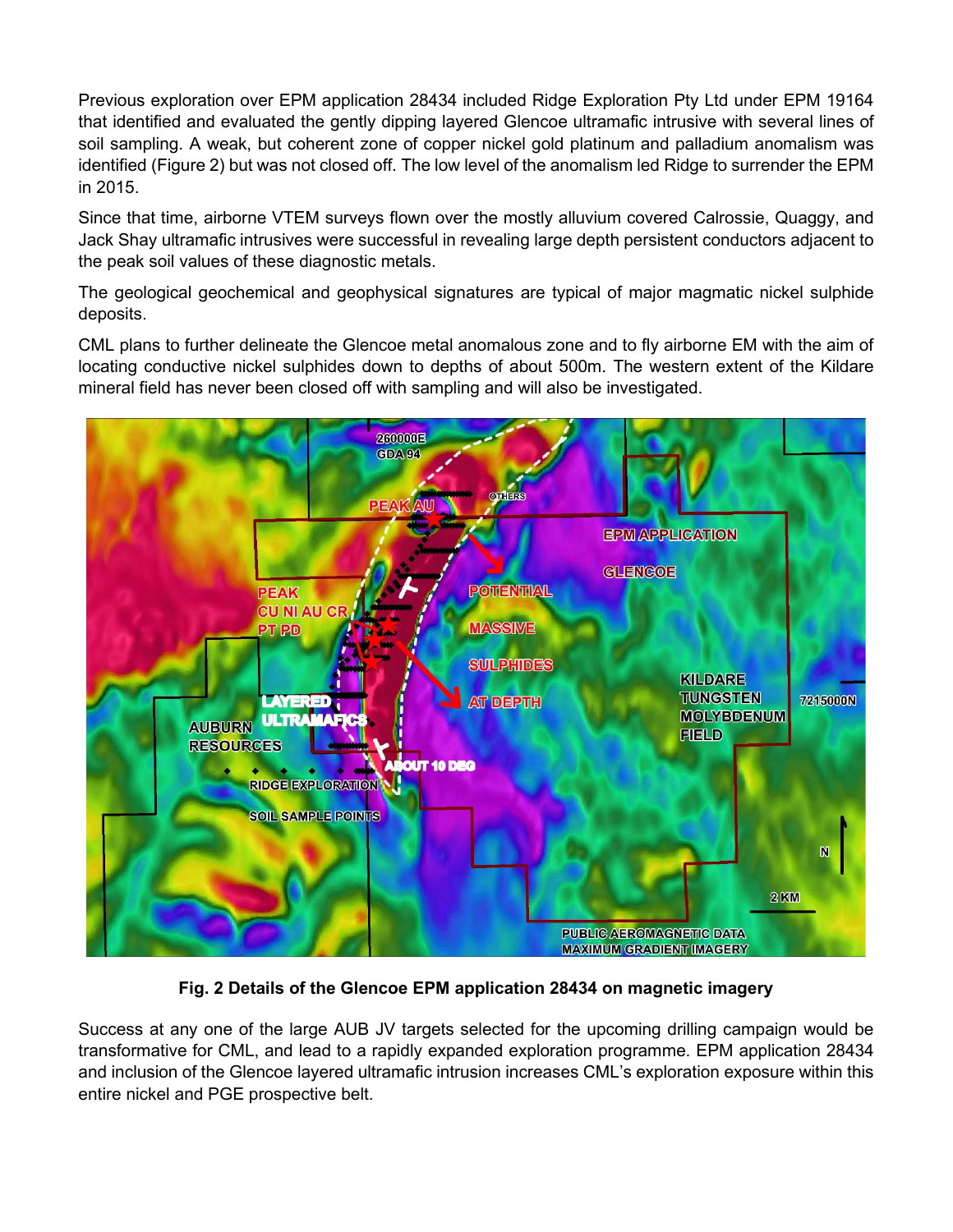Previous exploration over EPM application 28434 included Ridge Exploration Pty Ltd under EPM 19164 that identified and evaluated the gently dipping layered Glencoe ultramafic intrusive with several lines of soil sampling. A weak, but coherent zone of copper nickel gold platinum and palladium anomalism was identified (Figure 2) but was not closed off. The low level of the anomalism led Ridge to surrender the EPM in 2015.

Since that time, airborne VTEM surveys flown over the mostly alluvium covered Calrossie, Quaggy, and Jack Shay ultramafic intrusives were successful in revealing large depth persistent conductors adjacent to the peak soil values of these diagnostic metals.

The geological geochemical and geophysical signatures are typical of major magmatic nickel sulphide deposits.

CML plans to further delineate the Glencoe metal anomalous zone and to fly airborne EM with the aim of locating conductive nickel sulphides down to depths of about 500m. The western extent of the Kildare mineral field has never been closed off with sampling and will also be investigated.

**Fig. 2 Details of the Glencoe EPM application 28434 on magnetic imagery**

Success at any one of the large AUB JV targets selected for the upcoming drilling campaign would be transformative for CML, and lead to a rapidly expanded exploration programme. EPM application 28434 and inclusion of the Glencoe layered ultramafic intrusion increases CML's exploration exposure within this entire nickel and PGE prospective belt.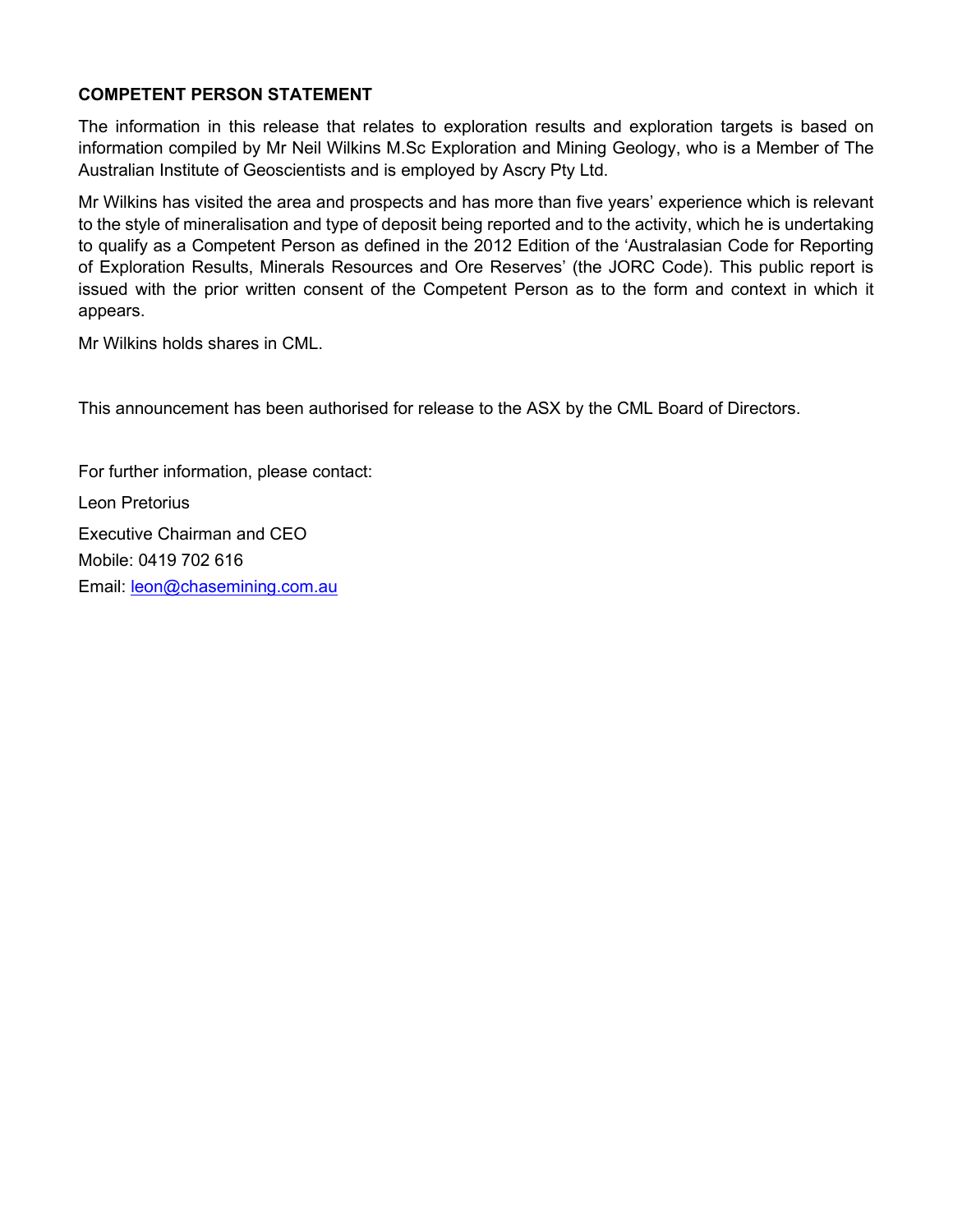**COMPETENT PERSON STATEMENT**

The information in this release that relates to exploration results and exploration targets is based on information compiled by Mr Neil Wilkins M.Sc Exploration and Mining Geology, who is a Member of The Australian Institute of Geoscientists and is employed by Ascry Pty Ltd.

Mr Wilkins has visited the area and prospects and has more than five years' experience which is relevant to the style of mineralisation and type of deposit being reported and to the activity, which he is undertaking to qualify as a Competent Person as defined in the 2012 Edition of the 'Australasian Code for Reporting of Exploration Results, Minerals Resources and Ore Reserves' (the JORC Code). This public report is issued with the prior written consent of the Competent Person as to the form and context in which it appears.

Mr Wilkins holds shares in CML.

This announcement has been authorised for release to the ASX by the CML Board of Directors.

For further information, please contact:

Leon Pretorius

Executive Chairman and CEO

Mobile: 0419 702 616

Email: leon@chasemining.com.au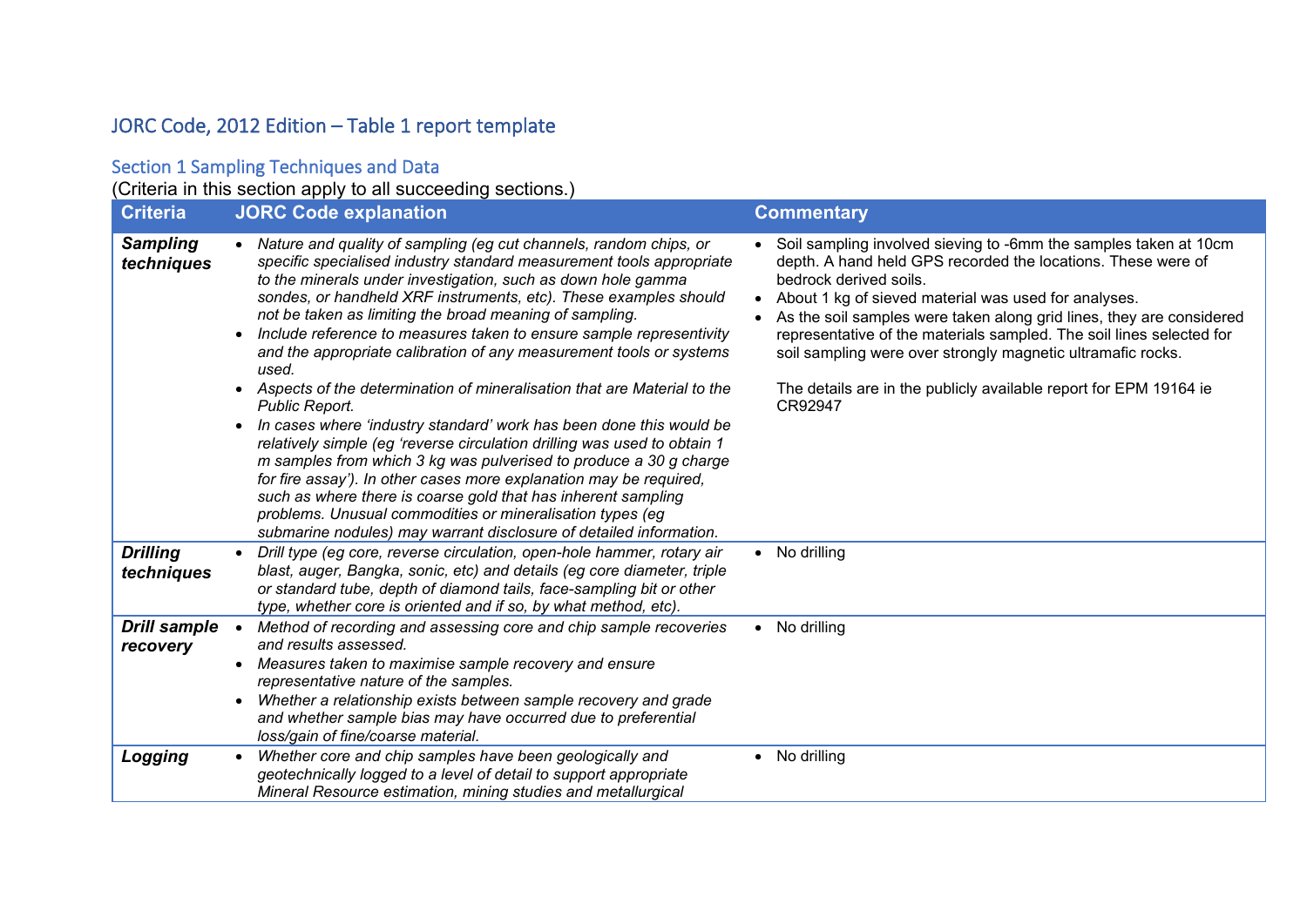## JORC Code, 2012 Edition – Table 1 report template

### Section 1 Sampling Techniques and Data

(Criteria in this section apply to all succeeding sections.)

| Criteria | JORC Code explanation | Commentary |
| --- | --- | --- |
| ***Sampling techniques*** | • *Nature and quality of sampling (eg cut channels, random chips, or specific specialised industry standard measurement tools appropriate to the minerals under investigation, such as down hole gamma sondes, or handheld XRF instruments, etc). These examples should not be taken as limiting the broad meaning of sampling.*<br>• *Include reference to measures taken to ensure sample representivity and the appropriate calibration of any measurement tools or systems used.*<br>• *Aspects of the determination of mineralisation that are Material to the Public Report.*<br>• *In cases where 'industry standard' work has been done this would be relatively simple (eg 'reverse circulation drilling was used to obtain 1 m samples from which 3 kg was pulverised to produce a 30 g charge for fire assay'). In other cases more explanation may be required, such as where there is coarse gold that has inherent sampling problems. Unusual commodities or mineralisation types (eg submarine nodules) may warrant disclosure of detailed information.* | • Soil sampling involved sieving to -6mm the samples taken at 10cm depth. A hand held GPS recorded the locations. These were of bedrock derived soils.<br>• About 1 kg of sieved material was used for analyses.<br>• As the soil samples were taken along grid lines, they are considered representative of the materials sampled. The soil lines selected for soil sampling were over strongly magnetic ultramafic rocks.<br><br>The details are in the publicly available report for EPM 19164 ie CR92947 |
| ***Drilling techniques*** | • *Drill type (eg core, reverse circulation, open-hole hammer, rotary air blast, auger, Bangka, sonic, etc) and details (eg core diameter, triple or standard tube, depth of diamond tails, face-sampling bit or other type, whether core is oriented and if so, by what method, etc).* | • No drilling |
| ***Drill sample recovery*** | • *Method of recording and assessing core and chip sample recoveries and results assessed.*<br>• *Measures taken to maximise sample recovery and ensure representative nature of the samples.*<br>• *Whether a relationship exists between sample recovery and grade and whether sample bias may have occurred due to preferential loss/gain of fine/coarse material.* | • No drilling |
| ***Logging*** | • *Whether core and chip samples have been geologically and geotechnically logged to a level of detail to support appropriate Mineral Resource estimation, mining studies and metallurgical* | • No drilling |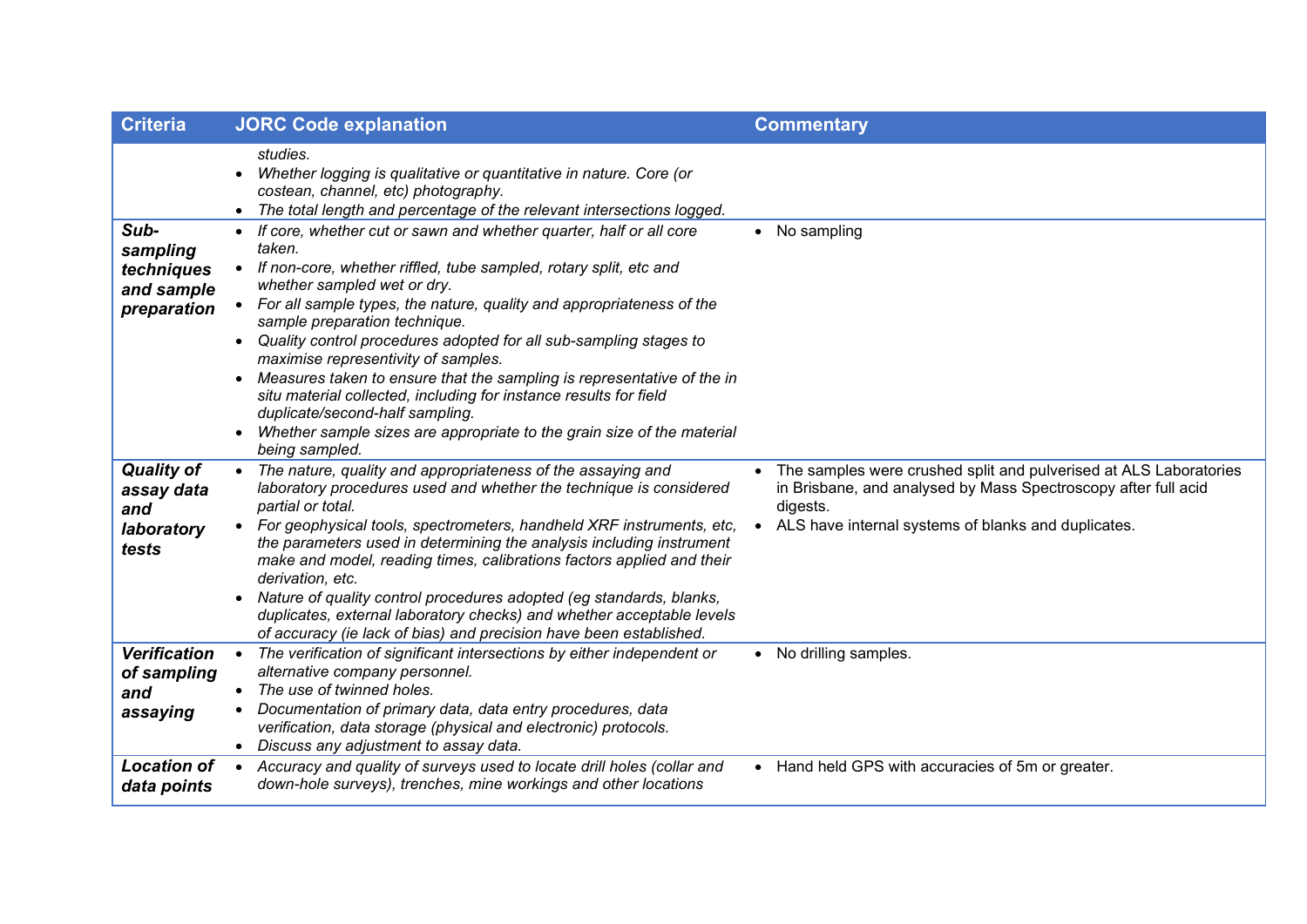| Criteria | JORC Code explanation | Commentary |
| --- | --- | --- |
| | *studies.*<br>• *Whether logging is qualitative or quantitative in nature. Core (or costean, channel, etc) photography.*<br>• *The total length and percentage of the relevant intersections logged.* | |
| ***Sub-sampling techniques and sample preparation*** | • *If core, whether cut or sawn and whether quarter, half or all core taken.*<br>• *If non-core, whether riffled, tube sampled, rotary split, etc and whether sampled wet or dry.*<br>• *For all sample types, the nature, quality and appropriateness of the sample preparation technique.*<br>• *Quality control procedures adopted for all sub-sampling stages to maximise representivity of samples.*<br>• *Measures taken to ensure that the sampling is representative of the in situ material collected, including for instance results for field duplicate/second-half sampling.*<br>• *Whether sample sizes are appropriate to the grain size of the material being sampled.* | • No sampling |
| ***Quality of assay data and laboratory tests*** | • *The nature, quality and appropriateness of the assaying and laboratory procedures used and whether the technique is considered partial or total.*<br>• *For geophysical tools, spectrometers, handheld XRF instruments, etc, the parameters used in determining the analysis including instrument make and model, reading times, calibrations factors applied and their derivation, etc.*<br>• *Nature of quality control procedures adopted (eg standards, blanks, duplicates, external laboratory checks) and whether acceptable levels of accuracy (ie lack of bias) and precision have been established.* | • The samples were crushed split and pulverised at ALS Laboratories in Brisbane, and analysed by Mass Spectroscopy after full acid digests.<br>• ALS have internal systems of blanks and duplicates. |
| ***Verification of sampling and assaying*** | • *The verification of significant intersections by either independent or alternative company personnel.*<br>• *The use of twinned holes.*<br>• *Documentation of primary data, data entry procedures, data verification, data storage (physical and electronic) protocols.*<br>• *Discuss any adjustment to assay data.* | • No drilling samples. |
| ***Location of data points*** | • *Accuracy and quality of surveys used to locate drill holes (collar and down-hole surveys), trenches, mine workings and other locations* | • Hand held GPS with accuracies of 5m or greater. |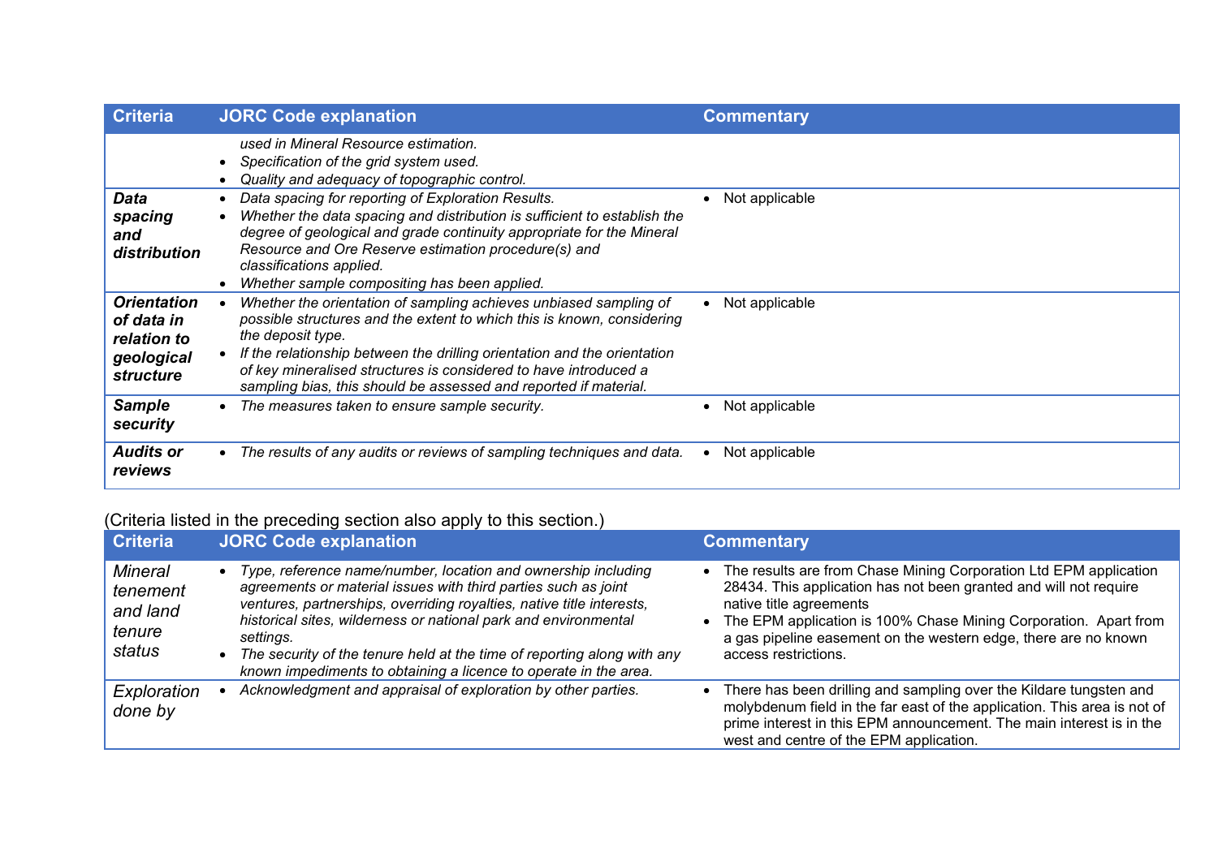| Criteria | JORC Code explanation | Commentary |
|---|---|---|
| | *used in Mineral Resource estimation.*<br>• *Specification of the grid system used.*<br>• *Quality and adequacy of topographic control.* | |
| ***Data spacing and distribution*** | • *Data spacing for reporting of Exploration Results.*<br>• *Whether the data spacing and distribution is sufficient to establish the degree of geological and grade continuity appropriate for the Mineral Resource and Ore Reserve estimation procedure(s) and classifications applied.*<br>• *Whether sample compositing has been applied.* | • Not applicable |
| ***Orientation of data in relation to geological structure*** | • *Whether the orientation of sampling achieves unbiased sampling of possible structures and the extent to which this is known, considering the deposit type.*<br>• *If the relationship between the drilling orientation and the orientation of key mineralised structures is considered to have introduced a sampling bias, this should be assessed and reported if material.* | • Not applicable |
| ***Sample security*** | • *The measures taken to ensure sample security.* | • Not applicable |
| ***Audits or reviews*** | • *The results of any audits or reviews of sampling techniques and data.* | • Not applicable |

(Criteria listed in the preceding section also apply to this section.)

| Criteria | JORC Code explanation | Commentary |
|---|---|---|
| *Mineral tenement and land tenure status* | • *Type, reference name/number, location and ownership including agreements or material issues with third parties such as joint ventures, partnerships, overriding royalties, native title interests, historical sites, wilderness or national park and environmental settings.*<br>• *The security of the tenure held at the time of reporting along with any known impediments to obtaining a licence to operate in the area.* | • The results are from Chase Mining Corporation Ltd EPM application 28434. This application has not been granted and will not require native title agreements<br>• The EPM application is 100% Chase Mining Corporation. Apart from a gas pipeline easement on the western edge, there are no known access restrictions. |
| *Exploration done by* | • *Acknowledgment and appraisal of exploration by other parties.* | • There has been drilling and sampling over the Kildare tungsten and molybdenum field in the far east of the application. This area is not of prime interest in this EPM announcement. The main interest is in the west and centre of the EPM application. |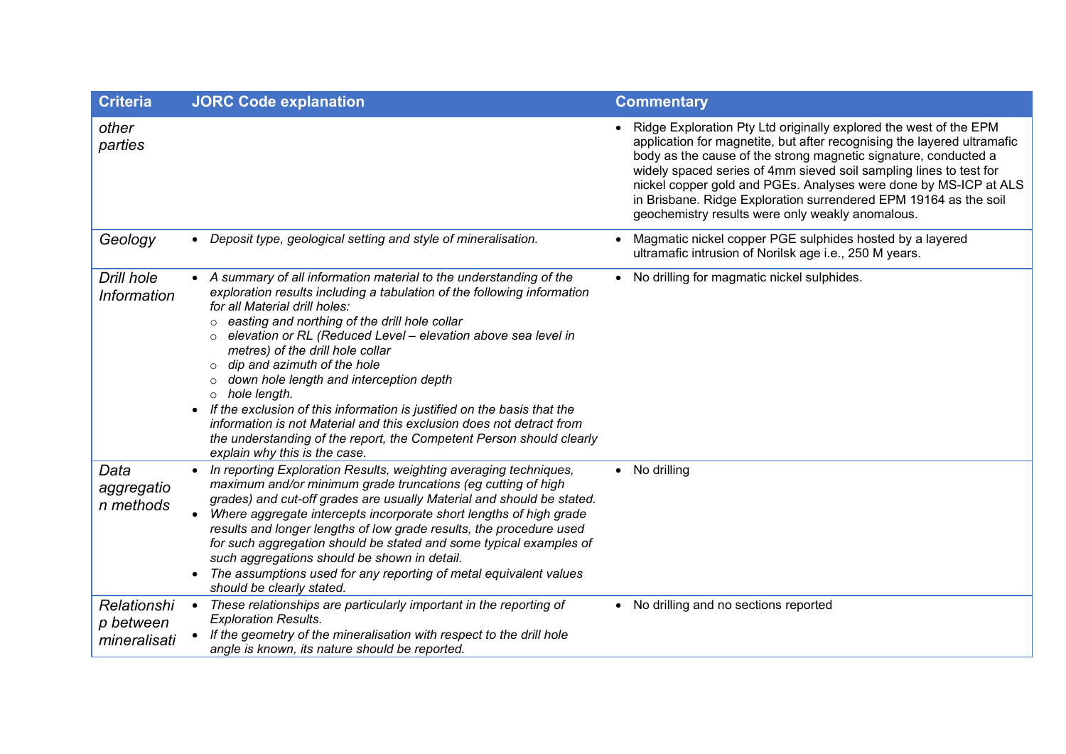| Criteria | JORC Code explanation | Commentary |
|---|---|---|
| *other parties* | | • Ridge Exploration Pty Ltd originally explored the west of the EPM application for magnetite, but after recognising the layered ultramafic body as the cause of the strong magnetic signature, conducted a widely spaced series of 4mm sieved soil sampling lines to test for nickel copper gold and PGEs. Analyses were done by MS-ICP at ALS in Brisbane. Ridge Exploration surrendered EPM 19164 as the soil geochemistry results were only weakly anomalous. |
| *Geology* | • *Deposit type, geological setting and style of mineralisation.* | • Magmatic nickel copper PGE sulphides hosted by a layered ultramafic intrusion of Norilsk age i.e., 250 M years. |
| *Drill hole Information* | • *A summary of all information material to the understanding of the exploration results including a tabulation of the following information for all Material drill holes:*<br>○ *easting and northing of the drill hole collar*<br>○ *elevation or RL (Reduced Level – elevation above sea level in metres) of the drill hole collar*<br>○ *dip and azimuth of the hole*<br>○ *down hole length and interception depth*<br>○ *hole length.*<br>• *If the exclusion of this information is justified on the basis that the information is not Material and this exclusion does not detract from the understanding of the report, the Competent Person should clearly explain why this is the case.* | • No drilling for magmatic nickel sulphides. |
| *Data aggregation methods* | • *In reporting Exploration Results, weighting averaging techniques, maximum and/or minimum grade truncations (eg cutting of high grades) and cut-off grades are usually Material and should be stated.*<br>• *Where aggregate intercepts incorporate short lengths of high grade results and longer lengths of low grade results, the procedure used for such aggregation should be stated and some typical examples of such aggregations should be shown in detail.*<br>• *The assumptions used for any reporting of metal equivalent values should be clearly stated.* | • No drilling |
| *Relationship between mineralisati* | • *These relationships are particularly important in the reporting of Exploration Results.*<br>• *If the geometry of the mineralisation with respect to the drill hole angle is known, its nature should be reported.* | • No drilling and no sections reported |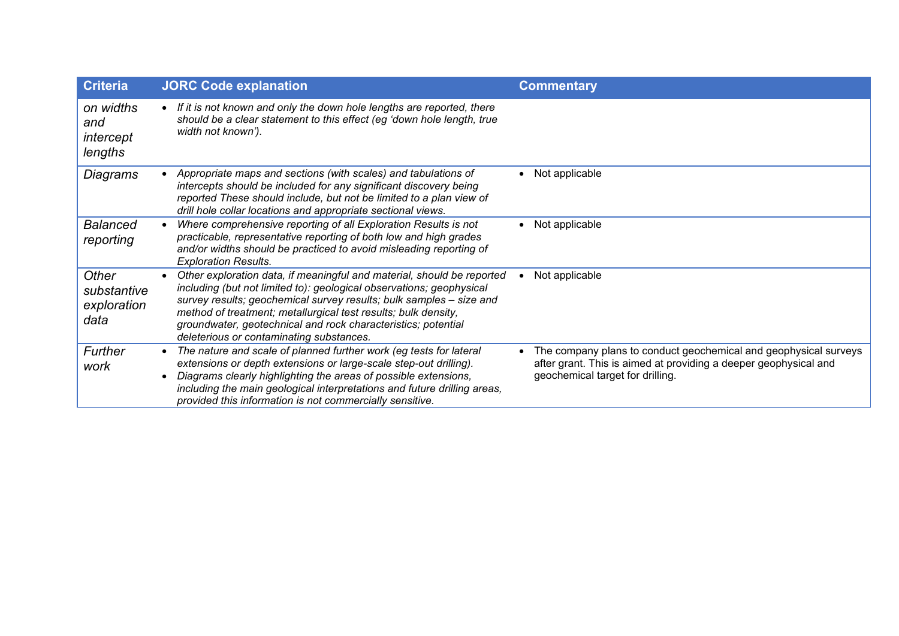| Criteria | JORC Code explanation | Commentary |
|---|---|---|
| *on widths and intercept lengths* | • *If it is not known and only the down hole lengths are reported, there should be a clear statement to this effect (eg 'down hole length, true width not known').* | |
| *Diagrams* | • *Appropriate maps and sections (with scales) and tabulations of intercepts should be included for any significant discovery being reported These should include, but not be limited to a plan view of drill hole collar locations and appropriate sectional views.* | • Not applicable |
| *Balanced reporting* | • *Where comprehensive reporting of all Exploration Results is not practicable, representative reporting of both low and high grades and/or widths should be practiced to avoid misleading reporting of Exploration Results.* | • Not applicable |
| *Other substantive exploration data* | • *Other exploration data, if meaningful and material, should be reported including (but not limited to): geological observations; geophysical survey results; geochemical survey results; bulk samples – size and method of treatment; metallurgical test results; bulk density, groundwater, geotechnical and rock characteristics; potential deleterious or contaminating substances.* | • Not applicable |
| *Further work* | • *The nature and scale of planned further work (eg tests for lateral extensions or depth extensions or large-scale step-out drilling).* <br> • *Diagrams clearly highlighting the areas of possible extensions, including the main geological interpretations and future drilling areas, provided this information is not commercially sensitive.* | • The company plans to conduct geochemical and geophysical surveys after grant. This is aimed at providing a deeper geophysical and geochemical target for drilling. |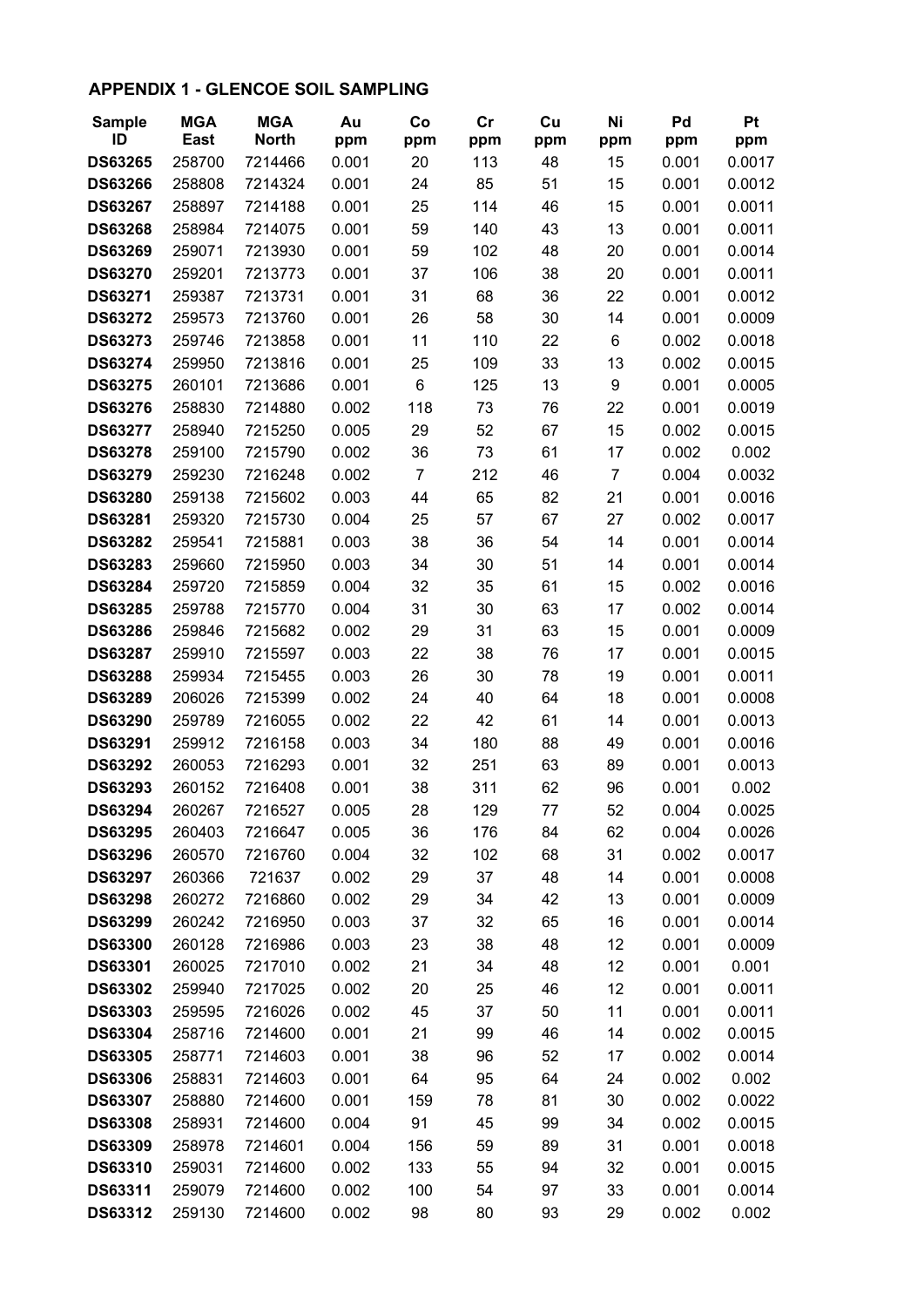## APPENDIX 1 - GLENCOE SOIL SAMPLING

| Sample ID | MGA East | MGA North | Au ppm | Co ppm | Cr ppm | Cu ppm | Ni ppm | Pd ppm | Pt ppm |
|---|---|---|---|---|---|---|---|---|---|
| **DS63265** | 258700 | 7214466 | 0.001 | 20 | 113 | 48 | 15 | 0.001 | 0.0017 |
| **DS63266** | 258808 | 7214324 | 0.001 | 24 | 85 | 51 | 15 | 0.001 | 0.0012 |
| **DS63267** | 258897 | 7214188 | 0.001 | 25 | 114 | 46 | 15 | 0.001 | 0.0011 |
| **DS63268** | 258984 | 7214075 | 0.001 | 59 | 140 | 43 | 13 | 0.001 | 0.0011 |
| **DS63269** | 259071 | 7213930 | 0.001 | 59 | 102 | 48 | 20 | 0.001 | 0.0014 |
| **DS63270** | 259201 | 7213773 | 0.001 | 37 | 106 | 38 | 20 | 0.001 | 0.0011 |
| **DS63271** | 259387 | 7213731 | 0.001 | 31 | 68 | 36 | 22 | 0.001 | 0.0012 |
| **DS63272** | 259573 | 7213760 | 0.001 | 26 | 58 | 30 | 14 | 0.001 | 0.0009 |
| **DS63273** | 259746 | 7213858 | 0.001 | 11 | 110 | 22 | 6 | 0.002 | 0.0018 |
| **DS63274** | 259950 | 7213816 | 0.001 | 25 | 109 | 33 | 13 | 0.002 | 0.0015 |
| **DS63275** | 260101 | 7213686 | 0.001 | 6 | 125 | 13 | 9 | 0.001 | 0.0005 |
| **DS63276** | 258830 | 7214880 | 0.002 | 118 | 73 | 76 | 22 | 0.001 | 0.0019 |
| **DS63277** | 258940 | 7215250 | 0.005 | 29 | 52 | 67 | 15 | 0.002 | 0.0015 |
| **DS63278** | 259100 | 7215790 | 0.002 | 36 | 73 | 61 | 17 | 0.002 | 0.002 |
| **DS63279** | 259230 | 7216248 | 0.002 | 7 | 212 | 46 | 7 | 0.004 | 0.0032 |
| **DS63280** | 259138 | 7215602 | 0.003 | 44 | 65 | 82 | 21 | 0.001 | 0.0016 |
| **DS63281** | 259320 | 7215730 | 0.004 | 25 | 57 | 67 | 27 | 0.002 | 0.0017 |
| **DS63282** | 259541 | 7215881 | 0.003 | 38 | 36 | 54 | 14 | 0.001 | 0.0014 |
| **DS63283** | 259660 | 7215950 | 0.003 | 34 | 30 | 51 | 14 | 0.001 | 0.0014 |
| **DS63284** | 259720 | 7215859 | 0.004 | 32 | 35 | 61 | 15 | 0.002 | 0.0016 |
| **DS63285** | 259788 | 7215770 | 0.004 | 31 | 30 | 63 | 17 | 0.002 | 0.0014 |
| **DS63286** | 259846 | 7215682 | 0.002 | 29 | 31 | 63 | 15 | 0.001 | 0.0009 |
| **DS63287** | 259910 | 7215597 | 0.003 | 22 | 38 | 76 | 17 | 0.001 | 0.0015 |
| **DS63288** | 259934 | 7215455 | 0.003 | 26 | 30 | 78 | 19 | 0.001 | 0.0011 |
| **DS63289** | 206026 | 7215399 | 0.002 | 24 | 40 | 64 | 18 | 0.001 | 0.0008 |
| **DS63290** | 259789 | 7216055 | 0.002 | 22 | 42 | 61 | 14 | 0.001 | 0.0013 |
| **DS63291** | 259912 | 7216158 | 0.003 | 34 | 180 | 88 | 49 | 0.001 | 0.0016 |
| **DS63292** | 260053 | 7216293 | 0.001 | 32 | 251 | 63 | 89 | 0.001 | 0.0013 |
| **DS63293** | 260152 | 7216408 | 0.001 | 38 | 311 | 62 | 96 | 0.001 | 0.002 |
| **DS63294** | 260267 | 7216527 | 0.005 | 28 | 129 | 77 | 52 | 0.004 | 0.0025 |
| **DS63295** | 260403 | 7216647 | 0.005 | 36 | 176 | 84 | 62 | 0.004 | 0.0026 |
| **DS63296** | 260570 | 7216760 | 0.004 | 32 | 102 | 68 | 31 | 0.002 | 0.0017 |
| **DS63297** | 260366 | 721637 | 0.002 | 29 | 37 | 48 | 14 | 0.001 | 0.0008 |
| **DS63298** | 260272 | 7216860 | 0.002 | 29 | 34 | 42 | 13 | 0.001 | 0.0009 |
| **DS63299** | 260242 | 7216950 | 0.003 | 37 | 32 | 65 | 16 | 0.001 | 0.0014 |
| **DS63300** | 260128 | 7216986 | 0.003 | 23 | 38 | 48 | 12 | 0.001 | 0.0009 |
| **DS63301** | 260025 | 7217010 | 0.002 | 21 | 34 | 48 | 12 | 0.001 | 0.001 |
| **DS63302** | 259940 | 7217025 | 0.002 | 20 | 25 | 46 | 12 | 0.001 | 0.0011 |
| **DS63303** | 259595 | 7216026 | 0.002 | 45 | 37 | 50 | 11 | 0.001 | 0.0011 |
| **DS63304** | 258716 | 7214600 | 0.001 | 21 | 99 | 46 | 14 | 0.002 | 0.0015 |
| **DS63305** | 258771 | 7214603 | 0.001 | 38 | 96 | 52 | 17 | 0.002 | 0.0014 |
| **DS63306** | 258831 | 7214603 | 0.001 | 64 | 95 | 64 | 24 | 0.002 | 0.002 |
| **DS63307** | 258880 | 7214600 | 0.001 | 159 | 78 | 81 | 30 | 0.002 | 0.0022 |
| **DS63308** | 258931 | 7214600 | 0.004 | 91 | 45 | 99 | 34 | 0.002 | 0.0015 |
| **DS63309** | 258978 | 7214601 | 0.004 | 156 | 59 | 89 | 31 | 0.001 | 0.0018 |
| **DS63310** | 259031 | 7214600 | 0.002 | 133 | 55 | 94 | 32 | 0.001 | 0.0015 |
| **DS63311** | 259079 | 7214600 | 0.002 | 100 | 54 | 97 | 33 | 0.001 | 0.0014 |
| **DS63312** | 259130 | 7214600 | 0.002 | 98 | 80 | 93 | 29 | 0.002 | 0.002 |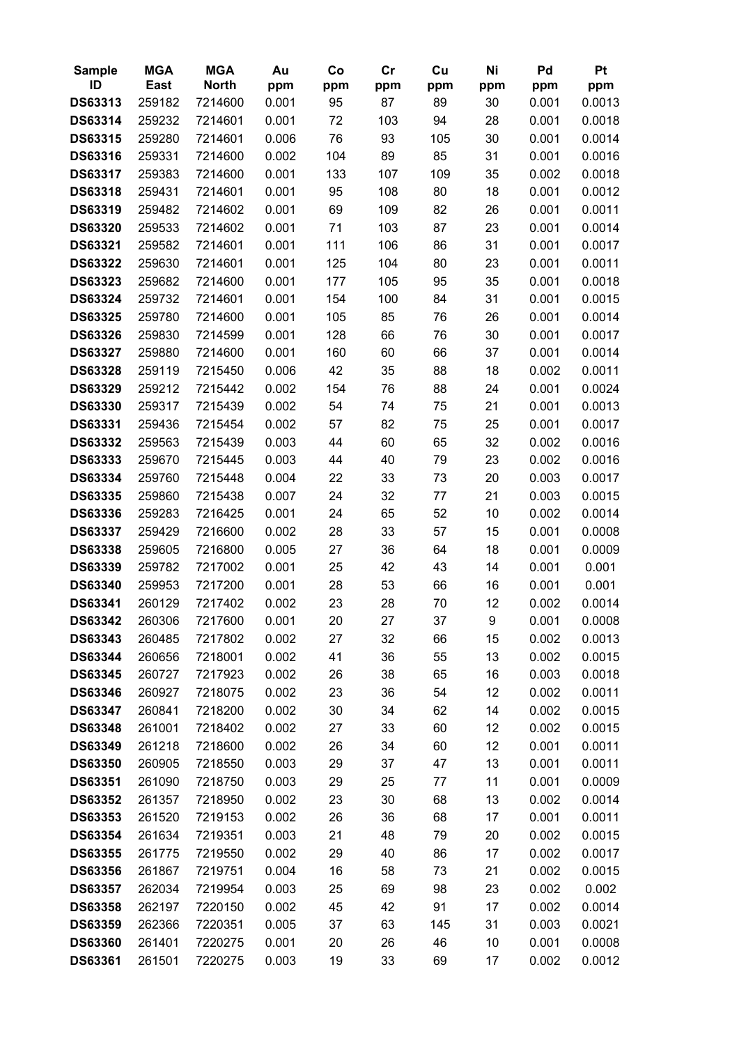| Sample ID | MGA East | MGA North | Au ppm | Co ppm | Cr ppm | Cu ppm | Ni ppm | Pd ppm | Pt ppm |
|---|---|---|---|---|---|---|---|---|---|
| **DS63313** | 259182 | 7214600 | 0.001 | 95 | 87 | 89 | 30 | 0.001 | 0.0013 |
| **DS63314** | 259232 | 7214601 | 0.001 | 72 | 103 | 94 | 28 | 0.001 | 0.0018 |
| **DS63315** | 259280 | 7214601 | 0.006 | 76 | 93 | 105 | 30 | 0.001 | 0.0014 |
| **DS63316** | 259331 | 7214600 | 0.002 | 104 | 89 | 85 | 31 | 0.001 | 0.0016 |
| **DS63317** | 259383 | 7214600 | 0.001 | 133 | 107 | 109 | 35 | 0.002 | 0.0018 |
| **DS63318** | 259431 | 7214601 | 0.001 | 95 | 108 | 80 | 18 | 0.001 | 0.0012 |
| **DS63319** | 259482 | 7214602 | 0.001 | 69 | 109 | 82 | 26 | 0.001 | 0.0011 |
| **DS63320** | 259533 | 7214602 | 0.001 | 71 | 103 | 87 | 23 | 0.001 | 0.0014 |
| **DS63321** | 259582 | 7214601 | 0.001 | 111 | 106 | 86 | 31 | 0.001 | 0.0017 |
| **DS63322** | 259630 | 7214601 | 0.001 | 125 | 104 | 80 | 23 | 0.001 | 0.0011 |
| **DS63323** | 259682 | 7214600 | 0.001 | 177 | 105 | 95 | 35 | 0.001 | 0.0018 |
| **DS63324** | 259732 | 7214601 | 0.001 | 154 | 100 | 84 | 31 | 0.001 | 0.0015 |
| **DS63325** | 259780 | 7214600 | 0.001 | 105 | 85 | 76 | 26 | 0.001 | 0.0014 |
| **DS63326** | 259830 | 7214599 | 0.001 | 128 | 66 | 76 | 30 | 0.001 | 0.0017 |
| **DS63327** | 259880 | 7214600 | 0.001 | 160 | 60 | 66 | 37 | 0.001 | 0.0014 |
| **DS63328** | 259119 | 7215450 | 0.006 | 42 | 35 | 88 | 18 | 0.002 | 0.0011 |
| **DS63329** | 259212 | 7215442 | 0.002 | 154 | 76 | 88 | 24 | 0.001 | 0.0024 |
| **DS63330** | 259317 | 7215439 | 0.002 | 54 | 74 | 75 | 21 | 0.001 | 0.0013 |
| **DS63331** | 259436 | 7215454 | 0.002 | 57 | 82 | 75 | 25 | 0.001 | 0.0017 |
| **DS63332** | 259563 | 7215439 | 0.003 | 44 | 60 | 65 | 32 | 0.002 | 0.0016 |
| **DS63333** | 259670 | 7215445 | 0.003 | 44 | 40 | 79 | 23 | 0.002 | 0.0016 |
| **DS63334** | 259760 | 7215448 | 0.004 | 22 | 33 | 73 | 20 | 0.003 | 0.0017 |
| **DS63335** | 259860 | 7215438 | 0.007 | 24 | 32 | 77 | 21 | 0.003 | 0.0015 |
| **DS63336** | 259283 | 7216425 | 0.001 | 24 | 65 | 52 | 10 | 0.002 | 0.0014 |
| **DS63337** | 259429 | 7216600 | 0.002 | 28 | 33 | 57 | 15 | 0.001 | 0.0008 |
| **DS63338** | 259605 | 7216800 | 0.005 | 27 | 36 | 64 | 18 | 0.001 | 0.0009 |
| **DS63339** | 259782 | 7217002 | 0.001 | 25 | 42 | 43 | 14 | 0.001 | 0.001 |
| **DS63340** | 259953 | 7217200 | 0.001 | 28 | 53 | 66 | 16 | 0.001 | 0.001 |
| **DS63341** | 260129 | 7217402 | 0.002 | 23 | 28 | 70 | 12 | 0.002 | 0.0014 |
| **DS63342** | 260306 | 7217600 | 0.001 | 20 | 27 | 37 | 9 | 0.001 | 0.0008 |
| **DS63343** | 260485 | 7217802 | 0.002 | 27 | 32 | 66 | 15 | 0.002 | 0.0013 |
| **DS63344** | 260656 | 7218001 | 0.002 | 41 | 36 | 55 | 13 | 0.002 | 0.0015 |
| **DS63345** | 260727 | 7217923 | 0.002 | 26 | 38 | 65 | 16 | 0.003 | 0.0018 |
| **DS63346** | 260927 | 7218075 | 0.002 | 23 | 36 | 54 | 12 | 0.002 | 0.0011 |
| **DS63347** | 260841 | 7218200 | 0.002 | 30 | 34 | 62 | 14 | 0.002 | 0.0015 |
| **DS63348** | 261001 | 7218402 | 0.002 | 27 | 33 | 60 | 12 | 0.002 | 0.0015 |
| **DS63349** | 261218 | 7218600 | 0.002 | 26 | 34 | 60 | 12 | 0.001 | 0.0011 |
| **DS63350** | 260905 | 7218550 | 0.003 | 29 | 37 | 47 | 13 | 0.001 | 0.0011 |
| **DS63351** | 261090 | 7218750 | 0.003 | 29 | 25 | 77 | 11 | 0.001 | 0.0009 |
| **DS63352** | 261357 | 7218950 | 0.002 | 23 | 30 | 68 | 13 | 0.002 | 0.0014 |
| **DS63353** | 261520 | 7219153 | 0.002 | 26 | 36 | 68 | 17 | 0.001 | 0.0011 |
| **DS63354** | 261634 | 7219351 | 0.003 | 21 | 48 | 79 | 20 | 0.002 | 0.0015 |
| **DS63355** | 261775 | 7219550 | 0.002 | 29 | 40 | 86 | 17 | 0.002 | 0.0017 |
| **DS63356** | 261867 | 7219751 | 0.004 | 16 | 58 | 73 | 21 | 0.002 | 0.0015 |
| **DS63357** | 262034 | 7219954 | 0.003 | 25 | 69 | 98 | 23 | 0.002 | 0.002 |
| **DS63358** | 262197 | 7220150 | 0.002 | 45 | 42 | 91 | 17 | 0.002 | 0.0014 |
| **DS63359** | 262366 | 7220351 | 0.005 | 37 | 63 | 145 | 31 | 0.003 | 0.0021 |
| **DS63360** | 261401 | 7220275 | 0.001 | 20 | 26 | 46 | 10 | 0.001 | 0.0008 |
| **DS63361** | 261501 | 7220275 | 0.003 | 19 | 33 | 69 | 17 | 0.002 | 0.0012 |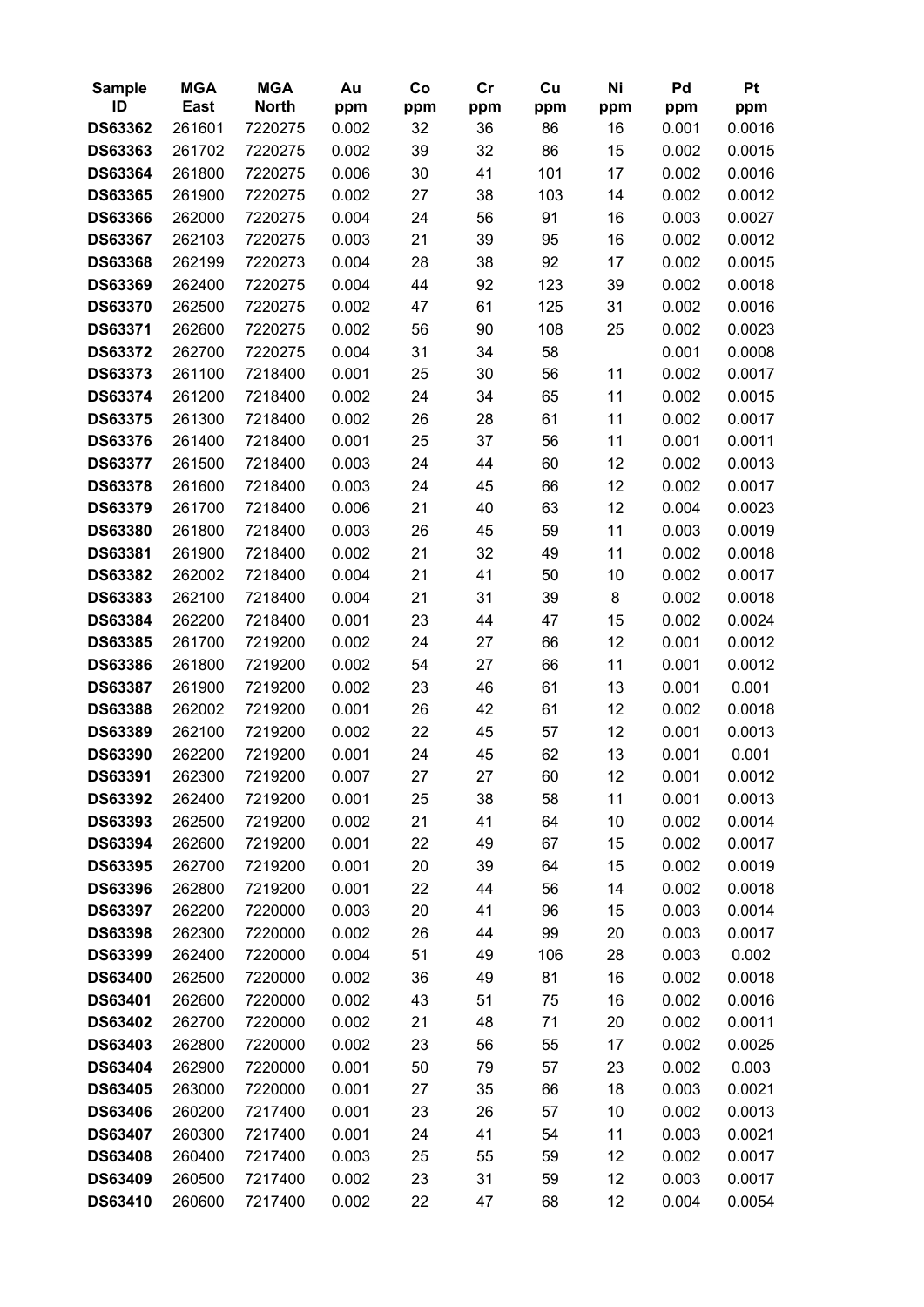| Sample ID | MGA East | MGA North | Au ppm | Co ppm | Cr ppm | Cu ppm | Ni ppm | Pd ppm | Pt ppm |
|---|---|---|---|---|---|---|---|---|---|
| **DS63362** | 261601 | 7220275 | 0.002 | 32 | 36 | 86 | 16 | 0.001 | 0.0016 |
| **DS63363** | 261702 | 7220275 | 0.002 | 39 | 32 | 86 | 15 | 0.002 | 0.0015 |
| **DS63364** | 261800 | 7220275 | 0.006 | 30 | 41 | 101 | 17 | 0.002 | 0.0016 |
| **DS63365** | 261900 | 7220275 | 0.002 | 27 | 38 | 103 | 14 | 0.002 | 0.0012 |
| **DS63366** | 262000 | 7220275 | 0.004 | 24 | 56 | 91 | 16 | 0.003 | 0.0027 |
| **DS63367** | 262103 | 7220275 | 0.003 | 21 | 39 | 95 | 16 | 0.002 | 0.0012 |
| **DS63368** | 262199 | 7220273 | 0.004 | 28 | 38 | 92 | 17 | 0.002 | 0.0015 |
| **DS63369** | 262400 | 7220275 | 0.004 | 44 | 92 | 123 | 39 | 0.002 | 0.0018 |
| **DS63370** | 262500 | 7220275 | 0.002 | 47 | 61 | 125 | 31 | 0.002 | 0.0016 |
| **DS63371** | 262600 | 7220275 | 0.002 | 56 | 90 | 108 | 25 | 0.002 | 0.0023 |
| **DS63372** | 262700 | 7220275 | 0.004 | 31 | 34 | 58 | | 0.001 | 0.0008 |
| **DS63373** | 261100 | 7218400 | 0.001 | 25 | 30 | 56 | 11 | 0.002 | 0.0017 |
| **DS63374** | 261200 | 7218400 | 0.002 | 24 | 34 | 65 | 11 | 0.002 | 0.0015 |
| **DS63375** | 261300 | 7218400 | 0.002 | 26 | 28 | 61 | 11 | 0.002 | 0.0017 |
| **DS63376** | 261400 | 7218400 | 0.001 | 25 | 37 | 56 | 11 | 0.001 | 0.0011 |
| **DS63377** | 261500 | 7218400 | 0.003 | 24 | 44 | 60 | 12 | 0.002 | 0.0013 |
| **DS63378** | 261600 | 7218400 | 0.003 | 24 | 45 | 66 | 12 | 0.002 | 0.0017 |
| **DS63379** | 261700 | 7218400 | 0.006 | 21 | 40 | 63 | 12 | 0.004 | 0.0023 |
| **DS63380** | 261800 | 7218400 | 0.003 | 26 | 45 | 59 | 11 | 0.003 | 0.0019 |
| **DS63381** | 261900 | 7218400 | 0.002 | 21 | 32 | 49 | 11 | 0.002 | 0.0018 |
| **DS63382** | 262002 | 7218400 | 0.004 | 21 | 41 | 50 | 10 | 0.002 | 0.0017 |
| **DS63383** | 262100 | 7218400 | 0.004 | 21 | 31 | 39 | 8 | 0.002 | 0.0018 |
| **DS63384** | 262200 | 7218400 | 0.001 | 23 | 44 | 47 | 15 | 0.002 | 0.0024 |
| **DS63385** | 261700 | 7219200 | 0.002 | 24 | 27 | 66 | 12 | 0.001 | 0.0012 |
| **DS63386** | 261800 | 7219200 | 0.002 | 54 | 27 | 66 | 11 | 0.001 | 0.0012 |
| **DS63387** | 261900 | 7219200 | 0.002 | 23 | 46 | 61 | 13 | 0.001 | 0.001 |
| **DS63388** | 262002 | 7219200 | 0.001 | 26 | 42 | 61 | 12 | 0.002 | 0.0018 |
| **DS63389** | 262100 | 7219200 | 0.002 | 22 | 45 | 57 | 12 | 0.001 | 0.0013 |
| **DS63390** | 262200 | 7219200 | 0.001 | 24 | 45 | 62 | 13 | 0.001 | 0.001 |
| **DS63391** | 262300 | 7219200 | 0.007 | 27 | 27 | 60 | 12 | 0.001 | 0.0012 |
| **DS63392** | 262400 | 7219200 | 0.001 | 25 | 38 | 58 | 11 | 0.001 | 0.0013 |
| **DS63393** | 262500 | 7219200 | 0.002 | 21 | 41 | 64 | 10 | 0.002 | 0.0014 |
| **DS63394** | 262600 | 7219200 | 0.001 | 22 | 49 | 67 | 15 | 0.002 | 0.0017 |
| **DS63395** | 262700 | 7219200 | 0.001 | 20 | 39 | 64 | 15 | 0.002 | 0.0019 |
| **DS63396** | 262800 | 7219200 | 0.001 | 22 | 44 | 56 | 14 | 0.002 | 0.0018 |
| **DS63397** | 262200 | 7220000 | 0.003 | 20 | 41 | 96 | 15 | 0.003 | 0.0014 |
| **DS63398** | 262300 | 7220000 | 0.002 | 26 | 44 | 99 | 20 | 0.003 | 0.0017 |
| **DS63399** | 262400 | 7220000 | 0.004 | 51 | 49 | 106 | 28 | 0.003 | 0.002 |
| **DS63400** | 262500 | 7220000 | 0.002 | 36 | 49 | 81 | 16 | 0.002 | 0.0018 |
| **DS63401** | 262600 | 7220000 | 0.002 | 43 | 51 | 75 | 16 | 0.002 | 0.0016 |
| **DS63402** | 262700 | 7220000 | 0.002 | 21 | 48 | 71 | 20 | 0.002 | 0.0011 |
| **DS63403** | 262800 | 7220000 | 0.002 | 23 | 56 | 55 | 17 | 0.002 | 0.0025 |
| **DS63404** | 262900 | 7220000 | 0.001 | 50 | 79 | 57 | 23 | 0.002 | 0.003 |
| **DS63405** | 263000 | 7220000 | 0.001 | 27 | 35 | 66 | 18 | 0.003 | 0.0021 |
| **DS63406** | 260200 | 7217400 | 0.001 | 23 | 26 | 57 | 10 | 0.002 | 0.0013 |
| **DS63407** | 260300 | 7217400 | 0.001 | 24 | 41 | 54 | 11 | 0.003 | 0.0021 |
| **DS63408** | 260400 | 7217400 | 0.003 | 25 | 55 | 59 | 12 | 0.002 | 0.0017 |
| **DS63409** | 260500 | 7217400 | 0.002 | 23 | 31 | 59 | 12 | 0.003 | 0.0017 |
| **DS63410** | 260600 | 7217400 | 0.002 | 22 | 47 | 68 | 12 | 0.004 | 0.0054 |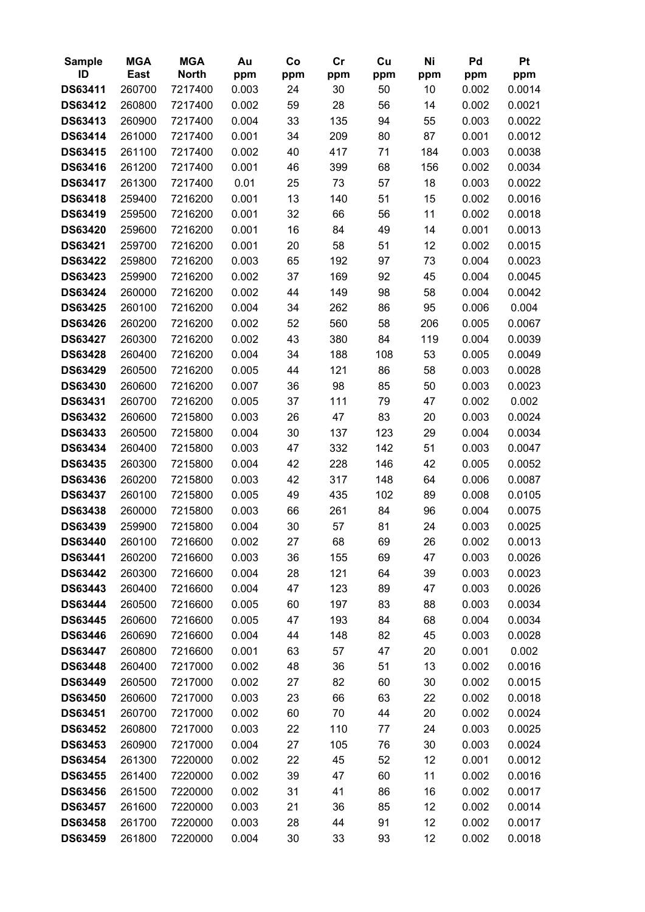| Sample ID | MGA East | MGA North | Au ppm | Co ppm | Cr ppm | Cu ppm | Ni ppm | Pd ppm | Pt ppm |
|---|---|---|---|---|---|---|---|---|---|
| **DS63411** | 260700 | 7217400 | 0.003 | 24 | 30 | 50 | 10 | 0.002 | 0.0014 |
| **DS63412** | 260800 | 7217400 | 0.002 | 59 | 28 | 56 | 14 | 0.002 | 0.0021 |
| **DS63413** | 260900 | 7217400 | 0.004 | 33 | 135 | 94 | 55 | 0.003 | 0.0022 |
| **DS63414** | 261000 | 7217400 | 0.001 | 34 | 209 | 80 | 87 | 0.001 | 0.0012 |
| **DS63415** | 261100 | 7217400 | 0.002 | 40 | 417 | 71 | 184 | 0.003 | 0.0038 |
| **DS63416** | 261200 | 7217400 | 0.001 | 46 | 399 | 68 | 156 | 0.002 | 0.0034 |
| **DS63417** | 261300 | 7217400 | 0.01 | 25 | 73 | 57 | 18 | 0.003 | 0.0022 |
| **DS63418** | 259400 | 7216200 | 0.001 | 13 | 140 | 51 | 15 | 0.002 | 0.0016 |
| **DS63419** | 259500 | 7216200 | 0.001 | 32 | 66 | 56 | 11 | 0.002 | 0.0018 |
| **DS63420** | 259600 | 7216200 | 0.001 | 16 | 84 | 49 | 14 | 0.001 | 0.0013 |
| **DS63421** | 259700 | 7216200 | 0.001 | 20 | 58 | 51 | 12 | 0.002 | 0.0015 |
| **DS63422** | 259800 | 7216200 | 0.003 | 65 | 192 | 97 | 73 | 0.004 | 0.0023 |
| **DS63423** | 259900 | 7216200 | 0.002 | 37 | 169 | 92 | 45 | 0.004 | 0.0045 |
| **DS63424** | 260000 | 7216200 | 0.002 | 44 | 149 | 98 | 58 | 0.004 | 0.0042 |
| **DS63425** | 260100 | 7216200 | 0.004 | 34 | 262 | 86 | 95 | 0.006 | 0.004 |
| **DS63426** | 260200 | 7216200 | 0.002 | 52 | 560 | 58 | 206 | 0.005 | 0.0067 |
| **DS63427** | 260300 | 7216200 | 0.002 | 43 | 380 | 84 | 119 | 0.004 | 0.0039 |
| **DS63428** | 260400 | 7216200 | 0.004 | 34 | 188 | 108 | 53 | 0.005 | 0.0049 |
| **DS63429** | 260500 | 7216200 | 0.005 | 44 | 121 | 86 | 58 | 0.003 | 0.0028 |
| **DS63430** | 260600 | 7216200 | 0.007 | 36 | 98 | 85 | 50 | 0.003 | 0.0023 |
| **DS63431** | 260700 | 7216200 | 0.005 | 37 | 111 | 79 | 47 | 0.002 | 0.002 |
| **DS63432** | 260600 | 7215800 | 0.003 | 26 | 47 | 83 | 20 | 0.003 | 0.0024 |
| **DS63433** | 260500 | 7215800 | 0.004 | 30 | 137 | 123 | 29 | 0.004 | 0.0034 |
| **DS63434** | 260400 | 7215800 | 0.003 | 47 | 332 | 142 | 51 | 0.003 | 0.0047 |
| **DS63435** | 260300 | 7215800 | 0.004 | 42 | 228 | 146 | 42 | 0.005 | 0.0052 |
| **DS63436** | 260200 | 7215800 | 0.003 | 42 | 317 | 148 | 64 | 0.006 | 0.0087 |
| **DS63437** | 260100 | 7215800 | 0.005 | 49 | 435 | 102 | 89 | 0.008 | 0.0105 |
| **DS63438** | 260000 | 7215800 | 0.003 | 66 | 261 | 84 | 96 | 0.004 | 0.0075 |
| **DS63439** | 259900 | 7215800 | 0.004 | 30 | 57 | 81 | 24 | 0.003 | 0.0025 |
| **DS63440** | 260100 | 7216600 | 0.002 | 27 | 68 | 69 | 26 | 0.002 | 0.0013 |
| **DS63441** | 260200 | 7216600 | 0.003 | 36 | 155 | 69 | 47 | 0.003 | 0.0026 |
| **DS63442** | 260300 | 7216600 | 0.004 | 28 | 121 | 64 | 39 | 0.003 | 0.0023 |
| **DS63443** | 260400 | 7216600 | 0.004 | 47 | 123 | 89 | 47 | 0.003 | 0.0026 |
| **DS63444** | 260500 | 7216600 | 0.005 | 60 | 197 | 83 | 88 | 0.003 | 0.0034 |
| **DS63445** | 260600 | 7216600 | 0.005 | 47 | 193 | 84 | 68 | 0.004 | 0.0034 |
| **DS63446** | 260690 | 7216600 | 0.004 | 44 | 148 | 82 | 45 | 0.003 | 0.0028 |
| **DS63447** | 260800 | 7216600 | 0.001 | 63 | 57 | 47 | 20 | 0.001 | 0.002 |
| **DS63448** | 260400 | 7217000 | 0.002 | 48 | 36 | 51 | 13 | 0.002 | 0.0016 |
| **DS63449** | 260500 | 7217000 | 0.002 | 27 | 82 | 60 | 30 | 0.002 | 0.0015 |
| **DS63450** | 260600 | 7217000 | 0.003 | 23 | 66 | 63 | 22 | 0.002 | 0.0018 |
| **DS63451** | 260700 | 7217000 | 0.002 | 60 | 70 | 44 | 20 | 0.002 | 0.0024 |
| **DS63452** | 260800 | 7217000 | 0.003 | 22 | 110 | 77 | 24 | 0.003 | 0.0025 |
| **DS63453** | 260900 | 7217000 | 0.004 | 27 | 105 | 76 | 30 | 0.003 | 0.0024 |
| **DS63454** | 261300 | 7220000 | 0.002 | 22 | 45 | 52 | 12 | 0.001 | 0.0012 |
| **DS63455** | 261400 | 7220000 | 0.002 | 39 | 47 | 60 | 11 | 0.002 | 0.0016 |
| **DS63456** | 261500 | 7220000 | 0.002 | 31 | 41 | 86 | 16 | 0.002 | 0.0017 |
| **DS63457** | 261600 | 7220000 | 0.003 | 21 | 36 | 85 | 12 | 0.002 | 0.0014 |
| **DS63458** | 261700 | 7220000 | 0.003 | 28 | 44 | 91 | 12 | 0.002 | 0.0017 |
| **DS63459** | 261800 | 7220000 | 0.004 | 30 | 33 | 93 | 12 | 0.002 | 0.0018 |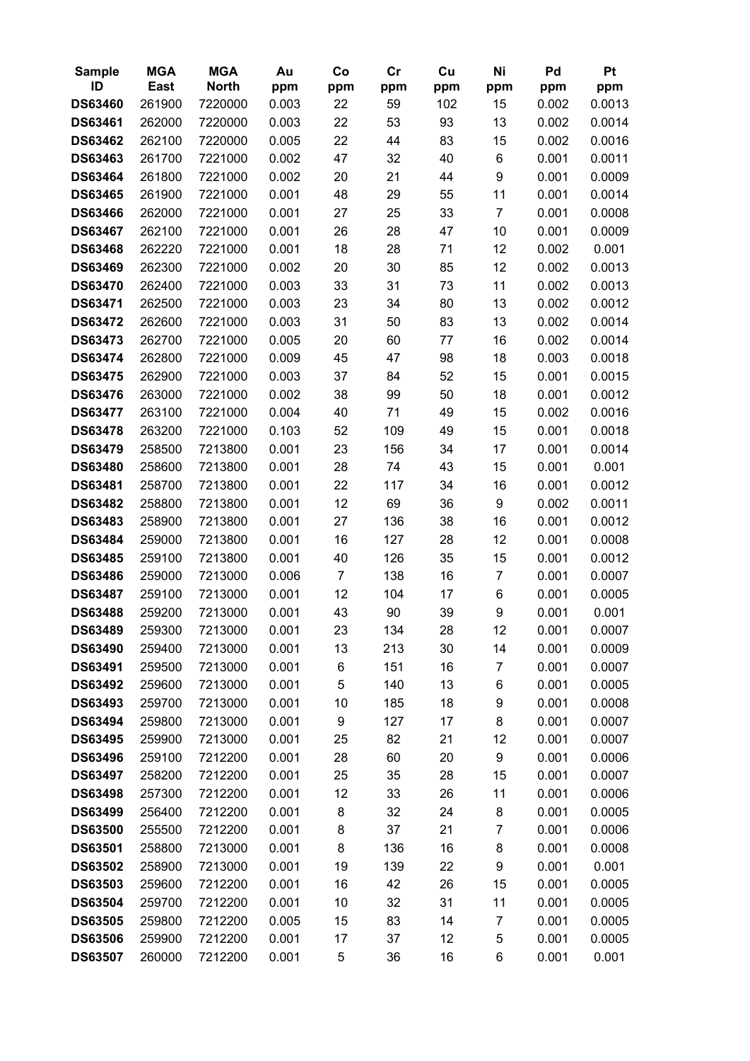| Sample ID | MGA East | MGA North | Au ppm | Co ppm | Cr ppm | Cu ppm | Ni ppm | Pd ppm | Pt ppm |
|---|---|---|---|---|---|---|---|---|---|
| **DS63460** | 261900 | 7220000 | 0.003 | 22 | 59 | 102 | 15 | 0.002 | 0.0013 |
| **DS63461** | 262000 | 7220000 | 0.003 | 22 | 53 | 93 | 13 | 0.002 | 0.0014 |
| **DS63462** | 262100 | 7220000 | 0.005 | 22 | 44 | 83 | 15 | 0.002 | 0.0016 |
| **DS63463** | 261700 | 7221000 | 0.002 | 47 | 32 | 40 | 6 | 0.001 | 0.0011 |
| **DS63464** | 261800 | 7221000 | 0.002 | 20 | 21 | 44 | 9 | 0.001 | 0.0009 |
| **DS63465** | 261900 | 7221000 | 0.001 | 48 | 29 | 55 | 11 | 0.001 | 0.0014 |
| **DS63466** | 262000 | 7221000 | 0.001 | 27 | 25 | 33 | 7 | 0.001 | 0.0008 |
| **DS63467** | 262100 | 7221000 | 0.001 | 26 | 28 | 47 | 10 | 0.001 | 0.0009 |
| **DS63468** | 262220 | 7221000 | 0.001 | 18 | 28 | 71 | 12 | 0.002 | 0.001 |
| **DS63469** | 262300 | 7221000 | 0.002 | 20 | 30 | 85 | 12 | 0.002 | 0.0013 |
| **DS63470** | 262400 | 7221000 | 0.003 | 33 | 31 | 73 | 11 | 0.002 | 0.0013 |
| **DS63471** | 262500 | 7221000 | 0.003 | 23 | 34 | 80 | 13 | 0.002 | 0.0012 |
| **DS63472** | 262600 | 7221000 | 0.003 | 31 | 50 | 83 | 13 | 0.002 | 0.0014 |
| **DS63473** | 262700 | 7221000 | 0.005 | 20 | 60 | 77 | 16 | 0.002 | 0.0014 |
| **DS63474** | 262800 | 7221000 | 0.009 | 45 | 47 | 98 | 18 | 0.003 | 0.0018 |
| **DS63475** | 262900 | 7221000 | 0.003 | 37 | 84 | 52 | 15 | 0.001 | 0.0015 |
| **DS63476** | 263000 | 7221000 | 0.002 | 38 | 99 | 50 | 18 | 0.001 | 0.0012 |
| **DS63477** | 263100 | 7221000 | 0.004 | 40 | 71 | 49 | 15 | 0.002 | 0.0016 |
| **DS63478** | 263200 | 7221000 | 0.103 | 52 | 109 | 49 | 15 | 0.001 | 0.0018 |
| **DS63479** | 258500 | 7213800 | 0.001 | 23 | 156 | 34 | 17 | 0.001 | 0.0014 |
| **DS63480** | 258600 | 7213800 | 0.001 | 28 | 74 | 43 | 15 | 0.001 | 0.001 |
| **DS63481** | 258700 | 7213800 | 0.001 | 22 | 117 | 34 | 16 | 0.001 | 0.0012 |
| **DS63482** | 258800 | 7213800 | 0.001 | 12 | 69 | 36 | 9 | 0.002 | 0.0011 |
| **DS63483** | 258900 | 7213800 | 0.001 | 27 | 136 | 38 | 16 | 0.001 | 0.0012 |
| **DS63484** | 259000 | 7213800 | 0.001 | 16 | 127 | 28 | 12 | 0.001 | 0.0008 |
| **DS63485** | 259100 | 7213800 | 0.001 | 40 | 126 | 35 | 15 | 0.001 | 0.0012 |
| **DS63486** | 259000 | 7213000 | 0.006 | 7 | 138 | 16 | 7 | 0.001 | 0.0007 |
| **DS63487** | 259100 | 7213000 | 0.001 | 12 | 104 | 17 | 6 | 0.001 | 0.0005 |
| **DS63488** | 259200 | 7213000 | 0.001 | 43 | 90 | 39 | 9 | 0.001 | 0.001 |
| **DS63489** | 259300 | 7213000 | 0.001 | 23 | 134 | 28 | 12 | 0.001 | 0.0007 |
| **DS63490** | 259400 | 7213000 | 0.001 | 13 | 213 | 30 | 14 | 0.001 | 0.0009 |
| **DS63491** | 259500 | 7213000 | 0.001 | 6 | 151 | 16 | 7 | 0.001 | 0.0007 |
| **DS63492** | 259600 | 7213000 | 0.001 | 5 | 140 | 13 | 6 | 0.001 | 0.0005 |
| **DS63493** | 259700 | 7213000 | 0.001 | 10 | 185 | 18 | 9 | 0.001 | 0.0008 |
| **DS63494** | 259800 | 7213000 | 0.001 | 9 | 127 | 17 | 8 | 0.001 | 0.0007 |
| **DS63495** | 259900 | 7213000 | 0.001 | 25 | 82 | 21 | 12 | 0.001 | 0.0007 |
| **DS63496** | 259100 | 7212200 | 0.001 | 28 | 60 | 20 | 9 | 0.001 | 0.0006 |
| **DS63497** | 258200 | 7212200 | 0.001 | 25 | 35 | 28 | 15 | 0.001 | 0.0007 |
| **DS63498** | 257300 | 7212200 | 0.001 | 12 | 33 | 26 | 11 | 0.001 | 0.0006 |
| **DS63499** | 256400 | 7212200 | 0.001 | 8 | 32 | 24 | 8 | 0.001 | 0.0005 |
| **DS63500** | 255500 | 7212200 | 0.001 | 8 | 37 | 21 | 7 | 0.001 | 0.0006 |
| **DS63501** | 258800 | 7213000 | 0.001 | 8 | 136 | 16 | 8 | 0.001 | 0.0008 |
| **DS63502** | 258900 | 7213000 | 0.001 | 19 | 139 | 22 | 9 | 0.001 | 0.001 |
| **DS63503** | 259600 | 7212200 | 0.001 | 16 | 42 | 26 | 15 | 0.001 | 0.0005 |
| **DS63504** | 259700 | 7212200 | 0.001 | 10 | 32 | 31 | 11 | 0.001 | 0.0005 |
| **DS63505** | 259800 | 7212200 | 0.005 | 15 | 83 | 14 | 7 | 0.001 | 0.0005 |
| **DS63506** | 259900 | 7212200 | 0.001 | 17 | 37 | 12 | 5 | 0.001 | 0.0005 |
| **DS63507** | 260000 | 7212200 | 0.001 | 5 | 36 | 16 | 6 | 0.001 | 0.001 |